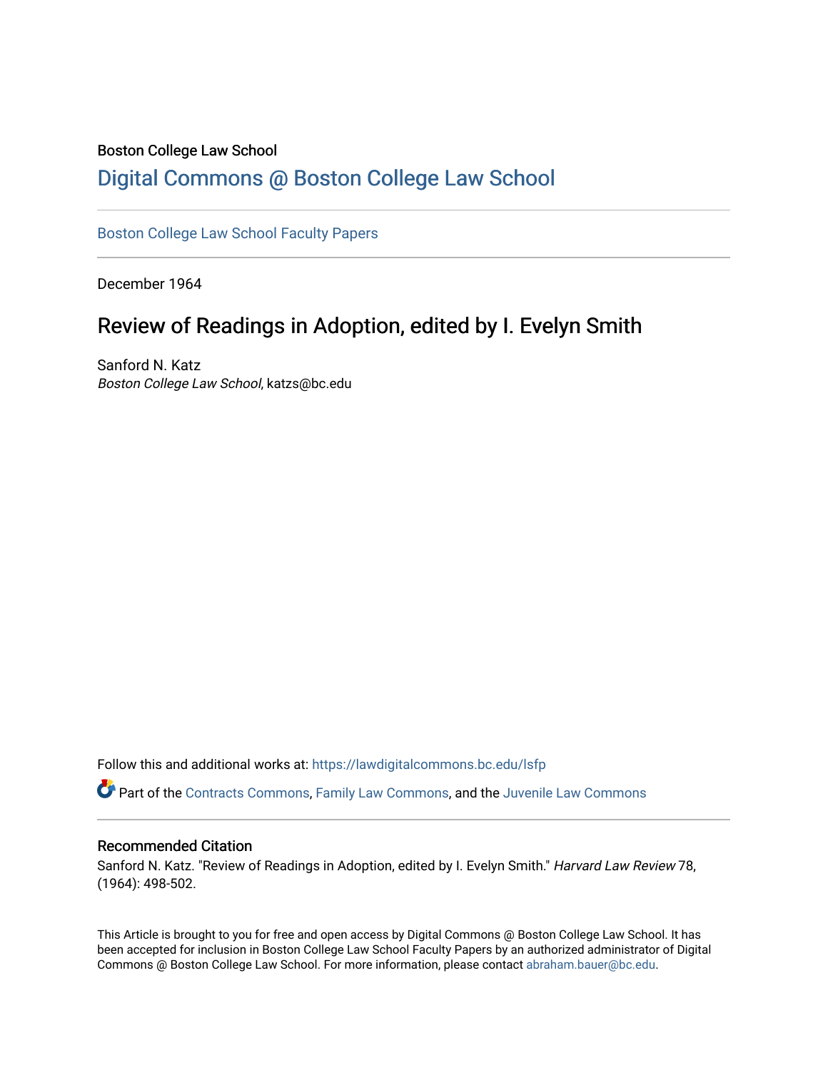Boston College Law School

# Digital Commons @ Boston College Law School

Boston College Law School Faculty Papers

December 1964

## Review of Readings in Adoption, edited by I. Evelyn Smith

Sanford N. Katz
*Boston College Law School*, katzs@bc.edu

Follow this and additional works at: https://lawdigitalcommons.bc.edu/lsfp

Part of the Contracts Commons, Family Law Commons, and the Juvenile Law Commons

### Recommended Citation

Sanford N. Katz. "Review of Readings in Adoption, edited by I. Evelyn Smith." *Harvard Law Review* 78, (1964): 498-502.

This Article is brought to you for free and open access by Digital Commons @ Boston College Law School. It has been accepted for inclusion in Boston College Law School Faculty Papers by an authorized administrator of Digital Commons @ Boston College Law School. For more information, please contact abraham.bauer@bc.edu.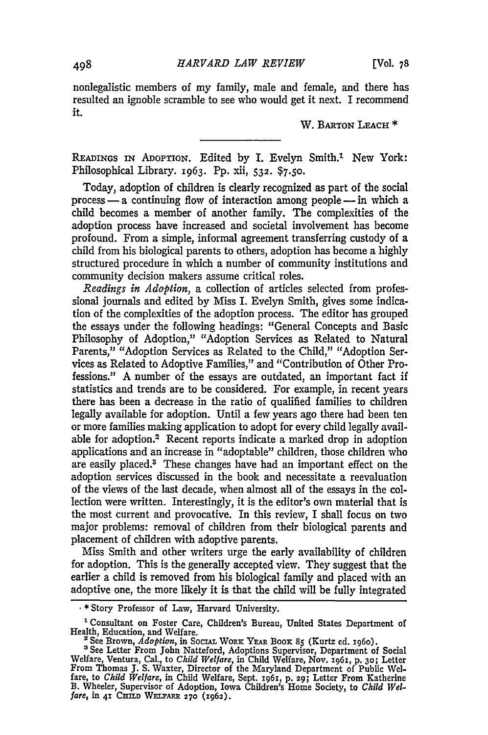nonlegalistic members of my family, male and female, and there has resulted an ignoble scramble to see who would get it next. I recommend it.

W. BARTON LEACH *

---

READINGS IN ADOPTION. Edited by I. Evelyn Smith.[1] New York: Philosophical Library. 1963. Pp. xii, 532. $7.50.

Today, adoption of children is clearly recognized as part of the social process — a continuing flow of interaction among people — in which a child becomes a member of another family. The complexities of the adoption process have increased and societal involvement has become profound. From a simple, informal agreement transferring custody of a child from his biological parents to others, adoption has become a highly structured procedure in which a number of community institutions and community decision makers assume critical roles.

*Readings in Adoption*, a collection of articles selected from professional journals and edited by Miss I. Evelyn Smith, gives some indication of the complexities of the adoption process. The editor has grouped the essays under the following headings: "General Concepts and Basic Philosophy of Adoption," "Adoption Services as Related to Natural Parents," "Adoption Services as Related to the Child," "Adoption Services as Related to Adoptive Families," and "Contribution of Other Professions." A number of the essays are outdated, an important fact if statistics and trends are to be considered. For example, in recent years there has been a decrease in the ratio of qualified families to children legally available for adoption. Until a few years ago there had been ten or more families making application to adopt for every child legally available for adoption.[2] Recent reports indicate a marked drop in adoption applications and an increase in "adoptable" children, those children who are easily placed.[3] These changes have had an important effect on the adoption services discussed in the book and necessitate a reevaluation of the views of the last decade, when almost all of the essays in the collection were written. Interestingly, it is the editor's own material that is the most current and provocative. In this review, I shall focus on two major problems: removal of children from their biological parents and placement of children with adoptive parents.

Miss Smith and other writers urge the early availability of children for adoption. This is the generally accepted view. They suggest that the earlier a child is removed from his biological family and placed with an adoptive one, the more likely it is that the child will be fully integrated

---

* Story Professor of Law, Harvard University.

[1] Consultant on Foster Care, Children's Bureau, United States Department of Health, Education, and Welfare.

[2] See Brown, *Adoption*, in SOCIAL WORK YEAR BOOK 85 (Kurtz ed. 1960).

[3] See Letter From John Natteford, Adoptions Supervisor, Department of Social Welfare, Ventura, Cal., to *Child Welfare*, in Child Welfare, Nov. 1961, p. 30; Letter From Thomas J. S. Waxter, Director of the Maryland Department of Public Welfare, to *Child Welfare*, in Child Welfare, Sept. 1961, p. 29; Letter From Katherine B. Wheeler, Supervisor of Adoption, Iowa Children's Home Society, to *Child Welfare*, in 41 CHILD WELFARE 270 (1962).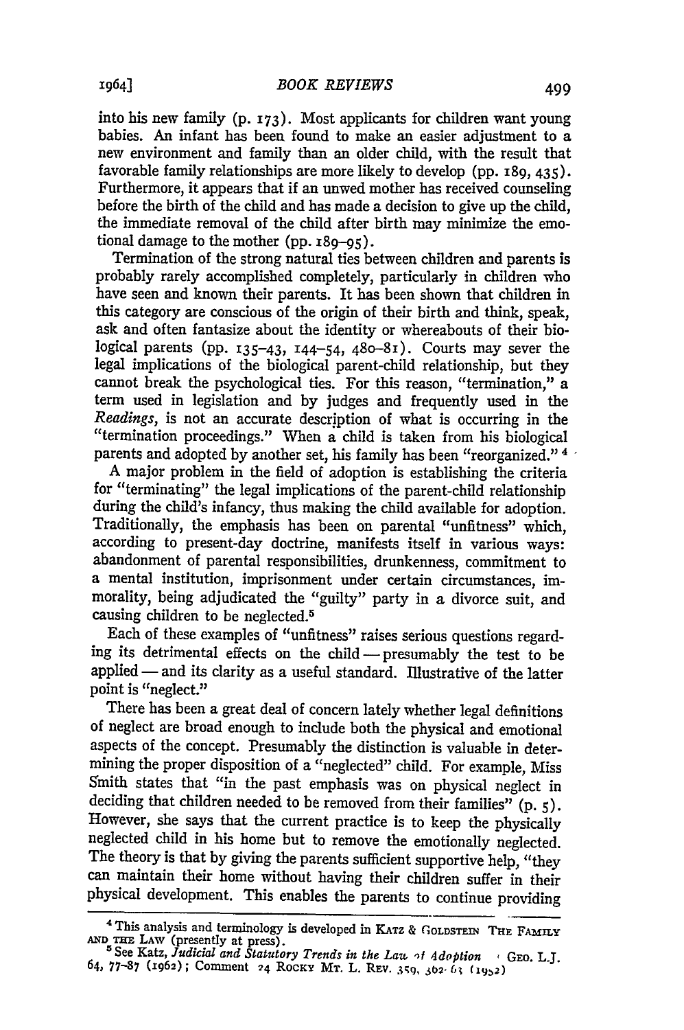into his new family (p. 173). Most applicants for children want young babies. An infant has been found to make an easier adjustment to a new environment and family than an older child, with the result that favorable family relationships are more likely to develop (pp. 189, 435). Furthermore, it appears that if an unwed mother has received counseling before the birth of the child and has made a decision to give up the child, the immediate removal of the child after birth may minimize the emotional damage to the mother (pp. 189–95).

Termination of the strong natural ties between children and parents is probably rarely accomplished completely, particularly in children who have seen and known their parents. It has been shown that children in this category are conscious of the origin of their birth and think, speak, ask and often fantasize about the identity or whereabouts of their biological parents (pp. 135–43, 144–54, 480–81). Courts may sever the legal implications of the biological parent-child relationship, but they cannot break the psychological ties. For this reason, "termination," a term used in legislation and by judges and frequently used in the *Readings*, is not an accurate description of what is occurring in the "termination proceedings." When a child is taken from his biological parents and adopted by another set, his family has been "reorganized."[4]

A major problem in the field of adoption is establishing the criteria for "terminating" the legal implications of the parent-child relationship during the child's infancy, thus making the child available for adoption. Traditionally, the emphasis has been on parental "unfitness" which, according to present-day doctrine, manifests itself in various ways: abandonment of parental responsibilities, drunkenness, commitment to a mental institution, imprisonment under certain circumstances, immorality, being adjudicated the "guilty" party in a divorce suit, and causing children to be neglected.[5]

Each of these examples of "unfitness" raises serious questions regarding its detrimental effects on the child — presumably the test to be applied — and its clarity as a useful standard. Illustrative of the latter point is "neglect."

There has been a great deal of concern lately whether legal definitions of neglect are broad enough to include both the physical and emotional aspects of the concept. Presumably the distinction is valuable in determining the proper disposition of a "neglected" child. For example, Miss Smith states that "in the past emphasis was on physical neglect in deciding that children needed to be removed from their families" (p. 5). However, she says that the current practice is to keep the physically neglected child in his home but to remove the emotionally neglected. The theory is that by giving the parents sufficient supportive help, "they can maintain their home without having their children suffer in their physical development. This enables the parents to continue providing

---

[4] This analysis and terminology is developed in KATZ & GOLDSTEIN THE FAMILY AND THE LAW (presently at press).

[5] See Katz, *Judicial and Statutory Trends in the Law of Adoption*, GEO. L.J. 64, 77–87 (1962); Comment 24 ROCKY MT. L. REV. 359, 362–63 (1952)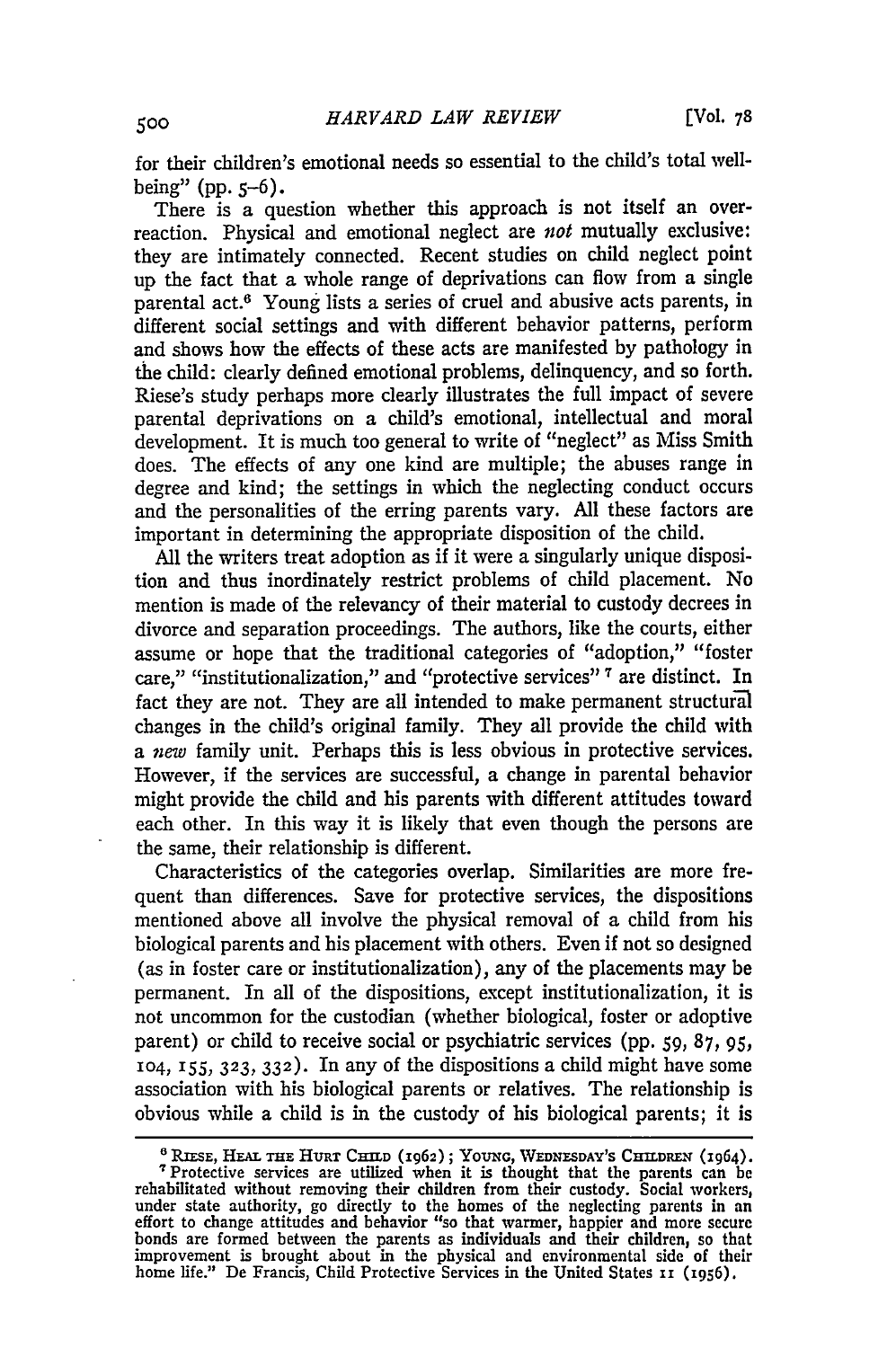for their children's emotional needs so essential to the child's total well-being" (pp. 5–6).

There is a question whether this approach is not itself an over-reaction. Physical and emotional neglect are *not* mutually exclusive: they are intimately connected. Recent studies on child neglect point up the fact that a whole range of deprivations can flow from a single parental act.[6] Young lists a series of cruel and abusive acts parents, in different social settings and with different behavior patterns, perform and shows how the effects of these acts are manifested by pathology in the child: clearly defined emotional problems, delinquency, and so forth. Riese's study perhaps more clearly illustrates the full impact of severe parental deprivations on a child's emotional, intellectual and moral development. It is much too general to write of "neglect" as Miss Smith does. The effects of any one kind are multiple; the abuses range in degree and kind; the settings in which the neglecting conduct occurs and the personalities of the erring parents vary. All these factors are important in determining the appropriate disposition of the child.

All the writers treat adoption as if it were a singularly unique disposition and thus inordinately restrict problems of child placement. No mention is made of the relevancy of their material to custody decrees in divorce and separation proceedings. The authors, like the courts, either assume or hope that the traditional categories of "adoption," "foster care," "institutionalization," and "protective services" [7] are distinct. In fact they are not. They are all intended to make permanent structural changes in the child's original family. They all provide the child with a *new* family unit. Perhaps this is less obvious in protective services. However, if the services are successful, a change in parental behavior might provide the child and his parents with different attitudes toward each other. In this way it is likely that even though the persons are the same, their relationship is different.

Characteristics of the categories overlap. Similarities are more frequent than differences. Save for protective services, the dispositions mentioned above all involve the physical removal of a child from his biological parents and his placement with others. Even if not so designed (as in foster care or institutionalization), any of the placements may be permanent. In all of the dispositions, except institutionalization, it is not uncommon for the custodian (whether biological, foster or adoptive parent) or child to receive social or psychiatric services (pp. 59, 87, 95, 104, 155, 323, 332). In any of the dispositions a child might have some association with his biological parents or relatives. The relationship is obvious while a child is in the custody of his biological parents; it is

---

[6] RIESE, HEAL THE HURT CHILD (1962); YOUNG, WEDNESDAY'S CHILDREN (1964).

[7] Protective services are utilized when it is thought that the parents can be rehabilitated without removing their children from their custody. Social workers, under state authority, go directly to the homes of the neglecting parents in an effort to change attitudes and behavior "so that warmer, happier and more secure bonds are formed between the parents as individuals and their children, so that improvement is brought about in the physical and environmental side of their home life." De Francis, Child Protective Services in the United States 11 (1956).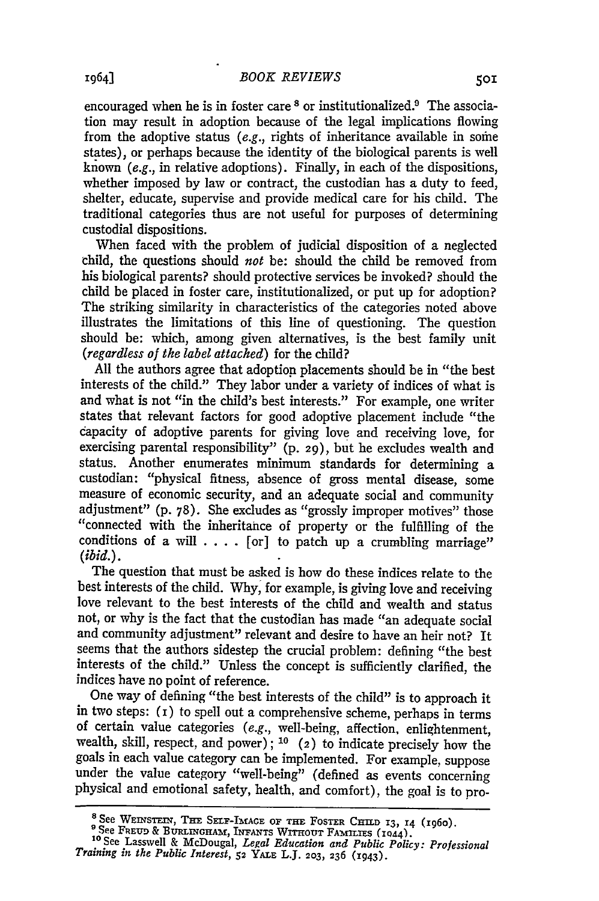encouraged when he is in foster care [8] or institutionalized.[9] The association may result in adoption because of the legal implications flowing from the adoptive status (*e.g.*, rights of inheritance available in some states), or perhaps because the identity of the biological parents is well known (*e.g.*, in relative adoptions). Finally, in each of the dispositions, whether imposed by law or contract, the custodian has a duty to feed, shelter, educate, supervise and provide medical care for his child. The traditional categories thus are not useful for purposes of determining custodial dispositions.

When faced with the problem of judicial disposition of a neglected child, the questions should *not* be: should the child be removed from his biological parents? should protective services be invoked? should the child be placed in foster care, institutionalized, or put up for adoption? The striking similarity in characteristics of the categories noted above illustrates the limitations of this line of questioning. The question should be: which, among given alternatives, is the best family unit (*regardless of the label attached*) for the child?

All the authors agree that adoption placements should be in "the best interests of the child." They labor under a variety of indices of what is and what is not "in the child's best interests." For example, one writer states that relevant factors for good adoptive placement include "the capacity of adoptive parents for giving love and receiving love, for exercising parental responsibility" (p. 29), but he excludes wealth and status. Another enumerates minimum standards for determining a custodian: "physical fitness, absence of gross mental disease, some measure of economic security, and an adequate social and community adjustment" (p. 78). She excludes as "grossly improper motives" those "connected with the inheritance of property or the fulfilling of the conditions of a will . . . . [or] to patch up a crumbling marriage" (*ibid.*).

The question that must be asked is how do these indices relate to the best interests of the child. Why, for example, is giving love and receiving love relevant to the best interests of the child and wealth and status not, or why is the fact that the custodian has made "an adequate social and community adjustment" relevant and desire to have an heir not? It seems that the authors sidestep the crucial problem: defining "the best interests of the child." Unless the concept is sufficiently clarified, the indices have no point of reference.

One way of defining "the best interests of the child" is to approach it in two steps: (1) to spell out a comprehensive scheme, perhaps in terms of certain value categories (*e.g.*, well-being, affection, enlightenment, wealth, skill, respect, and power); [10] (2) to indicate precisely how the goals in each value category can be implemented. For example, suppose under the value category "well-being" (defined as events concerning physical and emotional safety, health, and comfort), the goal is to pro-

---

[8] See WEINSTEIN, THE SELF-IMAGE OF THE FOSTER CHILD 13, 14 (1960).

[9] See FREUD & BURLINGHAM, INFANTS WITHOUT FAMILIES (1944).

[10] See Lasswell & McDougal, *Legal Education and Public Policy: Professional Training in the Public Interest*, 52 YALE L.J. 203, 236 (1943).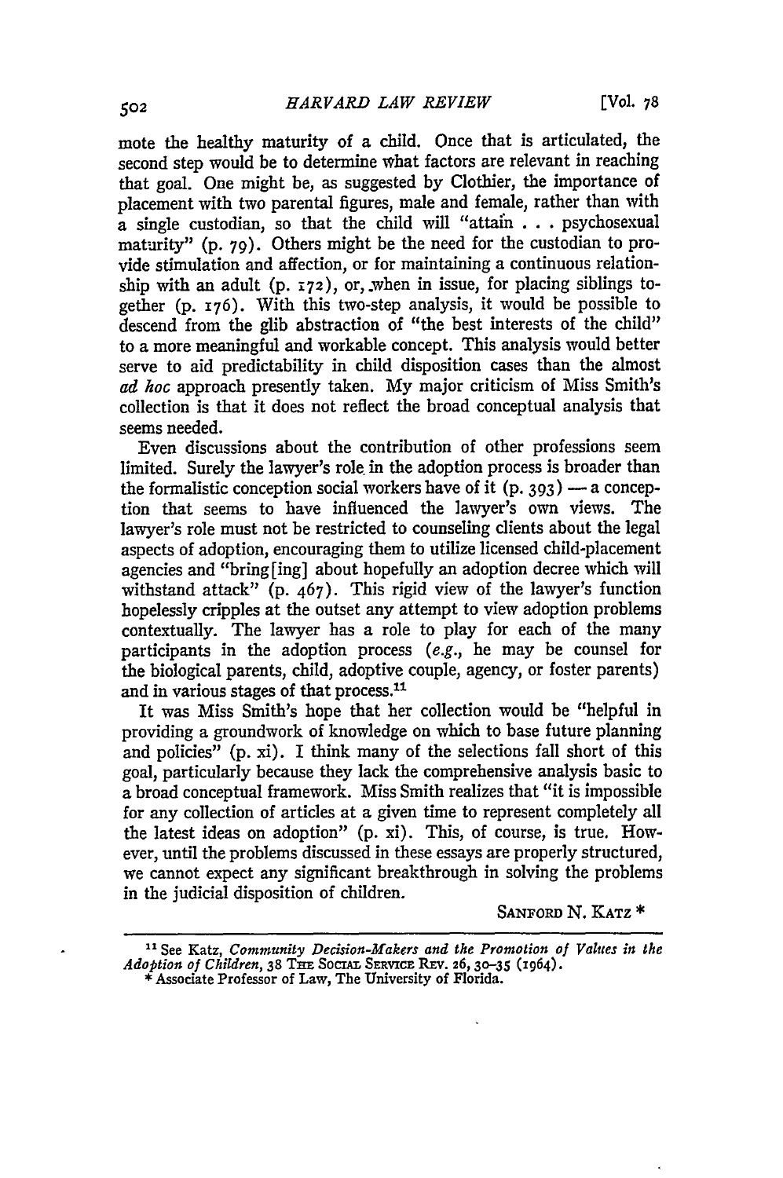mote the healthy maturity of a child. Once that is articulated, the second step would be to determine what factors are relevant in reaching that goal. One might be, as suggested by Clothier, the importance of placement with two parental figures, male and female, rather than with a single custodian, so that the child will "attain . . . psychosexual maturity" (p. 79). Others might be the need for the custodian to provide stimulation and affection, or for maintaining a continuous relationship with an adult (p. 172), or, when in issue, for placing siblings together (p. 176). With this two-step analysis, it would be possible to descend from the glib abstraction of "the best interests of the child" to a more meaningful and workable concept. This analysis would better serve to aid predictability in child disposition cases than the almost *ad hoc* approach presently taken. My major criticism of Miss Smith's collection is that it does not reflect the broad conceptual analysis that seems needed.

Even discussions about the contribution of other professions seem limited. Surely the lawyer's role in the adoption process is broader than the formalistic conception social workers have of it (p. 393) — a conception that seems to have influenced the lawyer's own views. The lawyer's role must not be restricted to counseling clients about the legal aspects of adoption, encouraging them to utilize licensed child-placement agencies and "bring[ing] about hopefully an adoption decree which will withstand attack" (p. 467). This rigid view of the lawyer's function hopelessly cripples at the outset any attempt to view adoption problems contextually. The lawyer has a role to play for each of the many participants in the adoption process (*e.g.*, he may be counsel for the biological parents, child, adoptive couple, agency, or foster parents) and in various stages of that process.[11]

It was Miss Smith's hope that her collection would be "helpful in providing a groundwork of knowledge on which to base future planning and policies" (p. xi). I think many of the selections fall short of this goal, particularly because they lack the comprehensive analysis basic to a broad conceptual framework. Miss Smith realizes that "it is impossible for any collection of articles at a given time to represent completely all the latest ideas on adoption" (p. xi). This, of course, is true. However, until the problems discussed in these essays are properly structured, we cannot expect any significant breakthrough in solving the problems in the judicial disposition of children.

SANFORD N. KATZ *

[11] See Katz, *Community Decision-Makers and the Promotion of Values in the Adoption of Children*, 38 THE SOCIAL SERVICE REV. 26, 30–35 (1964).

* Associate Professor of Law, The University of Florida.